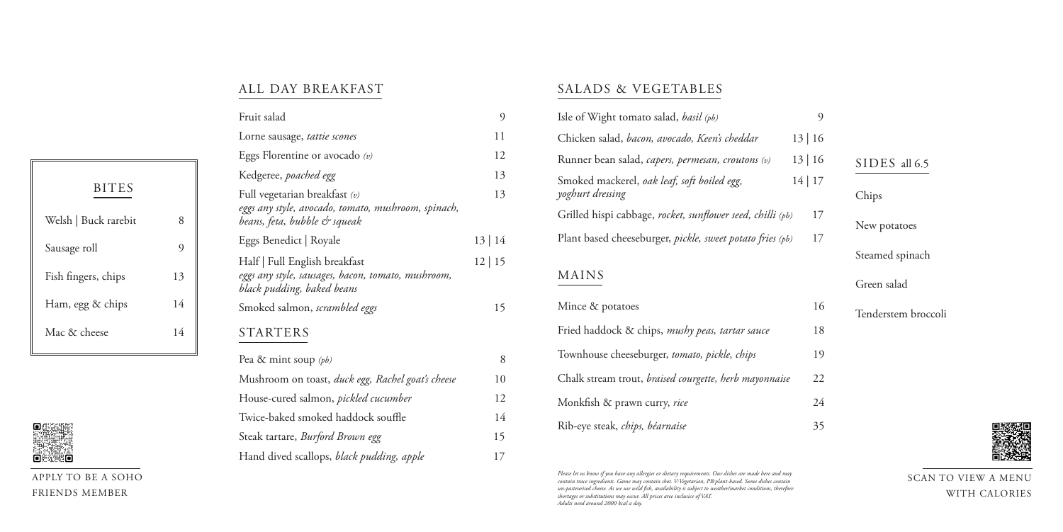## BITES

| Item | Price |
|---|---|
| Welsh \| Buck rarebit | 8 |
| Sausage roll | 9 |
| Fish fingers, chips | 13 |
| Ham, egg & chips | 14 |
| Mac & cheese | 14 |

APPLY TO BE A SOHO FRIENDS MEMBER

## ALL DAY BREAKFAST

| Item | Price |
|---|---|
| Fruit salad | 9 |
| Lorne sausage, *tattie scones* | 11 |
| Eggs Florentine or avocado *(v)* | 12 |
| Kedgeree, *poached egg* | 13 |
| Full vegetarian breakfast *(v)* *eggs any style, avocado, tomato, mushroom, spinach, beans, feta, bubble & squeak* | 13 |
| Eggs Benedict \| Royale | 13 \| 14 |
| Half \| Full English breakfast *eggs any style, sausages, bacon, tomato, mushroom, black pudding, baked beans* | 12 \| 15 |
| Smoked salmon, *scrambled eggs* | 15 |

## STARTERS

| Item | Price |
|---|---|
| Pea & mint soup *(pb)* | 8 |
| Mushroom on toast, *duck egg, Rachel goat's cheese* | 10 |
| House-cured salmon, *pickled cucumber* | 12 |
| Twice-baked smoked haddock souffle | 14 |
| Steak tartare, *Burford Brown egg* | 15 |
| Hand dived scallops, *black pudding, apple* | 17 |

## SALADS & VEGETABLES

| Item | Price |
|---|---|
| Isle of Wight tomato salad, *basil (pb)* | 9 |
| Chicken salad, *bacon, avocado, Keen's cheddar* | 13 \| 16 |
| Runner bean salad, *capers, permesan, croutons (v)* | 13 \| 16 |
| Smoked mackerel, *oak leaf, soft boiled egg, yoghurt dressing* | 14 \| 17 |
| Grilled hispi cabbage, *rocket, sunflower seed, chilli (pb)* | 17 |
| Plant based cheeseburger, *pickle, sweet potato fries (pb)* | 17 |

## MAINS

| Item | Price |
|---|---|
| Mince & potatoes | 16 |
| Fried haddock & chips, *mushy peas, tartar sauce* | 18 |
| Townhouse cheeseburger, *tomato, pickle, chips* | 19 |
| Chalk stream trout, *braised courgette, herb mayonnaise* | 22 |
| Monkfish & prawn curry, *rice* | 24 |
| Rib-eye steak, *chips, béarnaise* | 35 |

*Please let us know if you have any allergies or dietary requirements. Our dishes are made here and may contain trace ingredients. Game may contain shot. V:Vegetarian, PB:plant-based. Some dishes contain un-pasteurised cheese. As we use wild fish, availability is subject to weather/market conditions, therefore shortages or substitutions may occur. All prices aree inclusive of VAT. Adults need around 2000 kcal a day.*

## SIDES all 6.5

- Chips
- New potatoes
- Steamed spinach
- Green salad
- Tenderstem broccoli

SCAN TO VIEW A MENU WITH CALORIES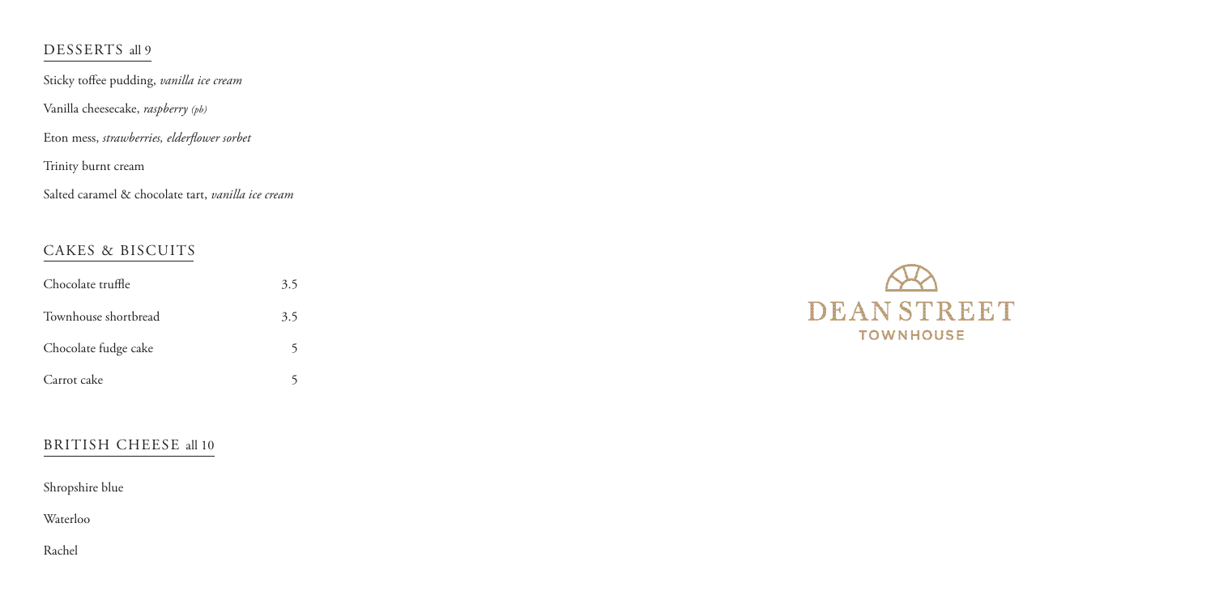## DESSERTS all 9

Sticky toffee pudding, *vanilla ice cream*

Vanilla cheesecake, *raspberry (pb)*

Eton mess, *strawberries, elderflower sorbet*

Trinity burnt cream

Salted caramel & chocolate tart, *vanilla ice cream*

## CAKES & BISCUITS

| | |
|---|---|
| Chocolate truffle | 3.5 |
| Townhouse shortbread | 3.5 |
| Chocolate fudge cake | 5 |
| Carrot cake | 5 |

## BRITISH CHEESE all 10

Shropshire blue

Waterloo

Rachel

DEAN STREET
TOWNHOUSE